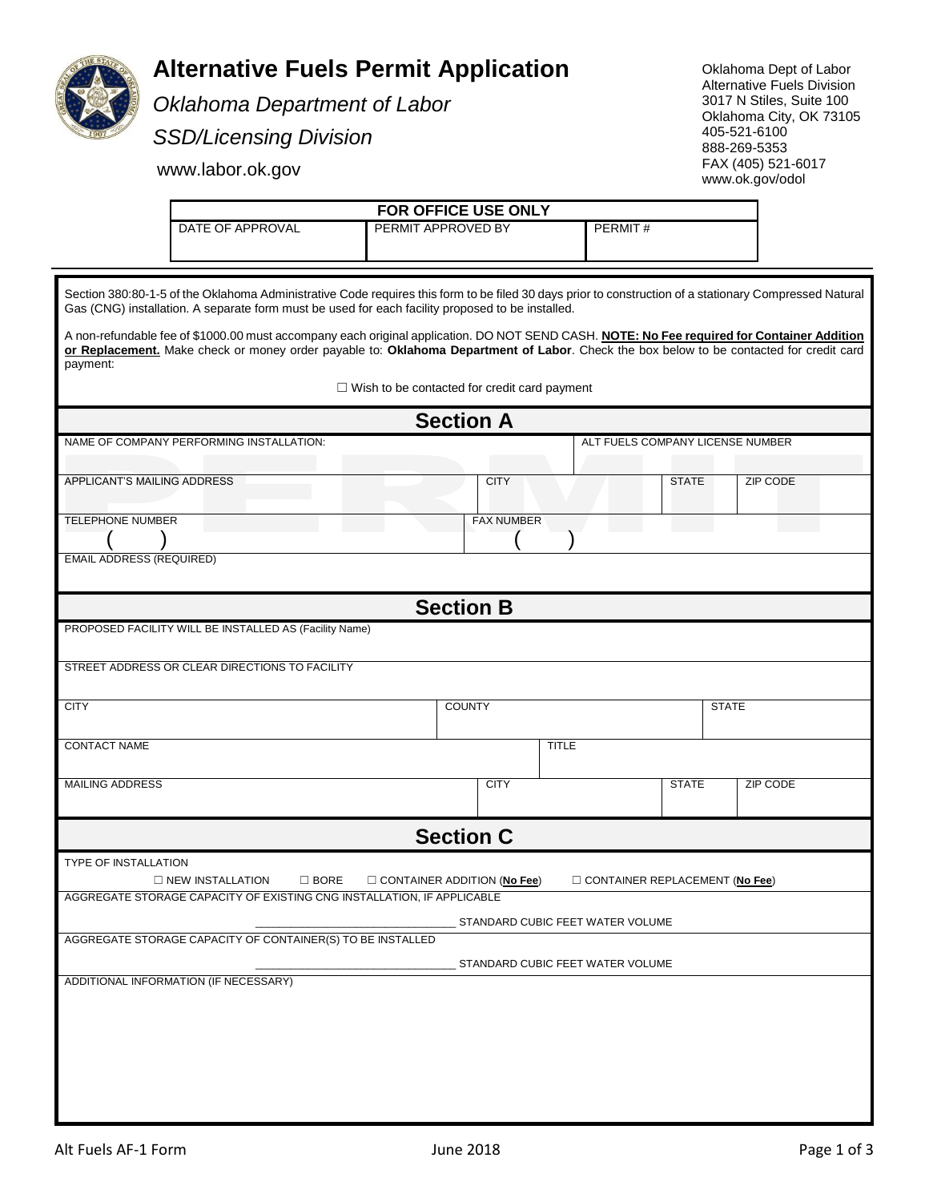# Alternative Fuels Permit Application

*Oklahoma Department of Labor*

*SSD/Licensing Division*

www.labor.ok.gov

Oklahoma Dept of Labor
Alternative Fuels Division
3017 N Stiles, Suite 100
Oklahoma City, OK 73105
405-521-6100
888-269-5353
FAX (405) 521-6017
www.ok.gov/odol

| FOR OFFICE USE ONLY | | |
|---|---|---|
| DATE OF APPROVAL | PERMIT APPROVED BY | PERMIT # |

Section 380:80-1-5 of the Oklahoma Administrative Code requires this form to be filed 30 days prior to construction of a stationary Compressed Natural Gas (CNG) installation. A separate form must be used for each facility proposed to be installed.

A non-refundable fee of $1000.00 must accompany each original application. DO NOT SEND CASH. **NOTE: No Fee required for Container Addition or Replacement.** Make check or money order payable to: **Oklahoma Department of Labor**. Check the box below to be contacted for credit card payment:

☐ Wish to be contacted for credit card payment

## Section A

| NAME OF COMPANY PERFORMING INSTALLATION: | | | ALT FUELS COMPANY LICENSE NUMBER | |
|---|---|---|---|---|
| APPLICANT'S MAILING ADDRESS | CITY | | STATE | ZIP CODE |
| TELEPHONE NUMBER ( ) | FAX NUMBER ( ) | | | |
| EMAIL ADDRESS (REQUIRED) | | | | |

## Section B

| PROPOSED FACILITY WILL BE INSTALLED AS (Facility Name) | | | |
|---|---|---|---|
| STREET ADDRESS OR CLEAR DIRECTIONS TO FACILITY | | | |
| CITY | COUNTY | STATE | |
| CONTACT NAME | TITLE | | |
| MAILING ADDRESS | CITY | STATE | ZIP CODE |

## Section C

TYPE OF INSTALLATION

☐ NEW INSTALLATION ☐ BORE ☐ CONTAINER ADDITION (**No Fee**) ☐ CONTAINER REPLACEMENT (**No Fee**)

AGGREGATE STORAGE CAPACITY OF EXISTING CNG INSTALLATION, IF APPLICABLE

_______________________________ STANDARD CUBIC FEET WATER VOLUME

AGGREGATE STORAGE CAPACITY OF CONTAINER(S) TO BE INSTALLED

_______________________________ STANDARD CUBIC FEET WATER VOLUME

ADDITIONAL INFORMATION (IF NECESSARY)

Alt Fuels AF-1 Form June 2018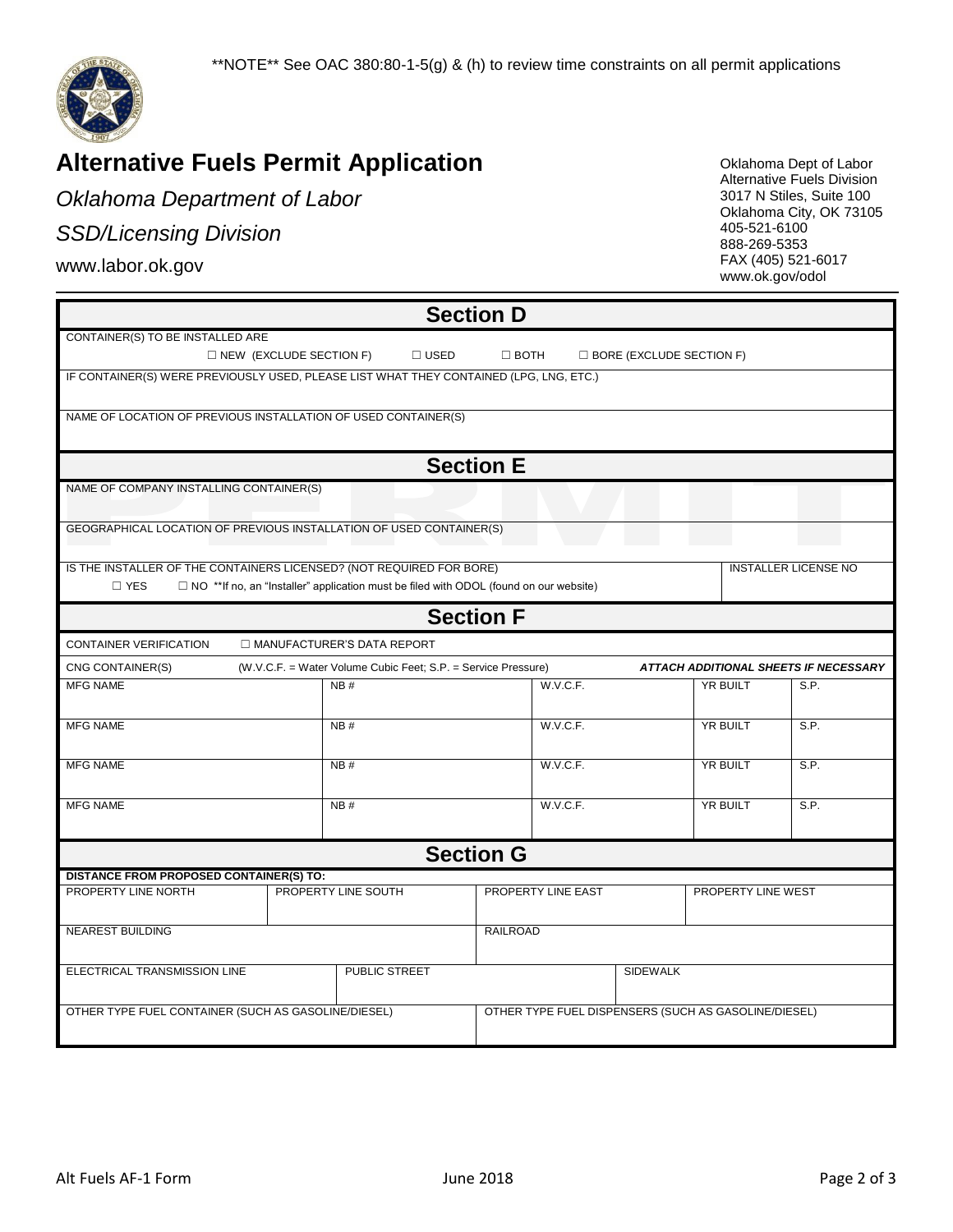**NOTE** See OAC 380:80-1-5(g) & (h) to review time constraints on all permit applications

# Alternative Fuels Permit Application

*Oklahoma Department of Labor*

*SSD/Licensing Division*

www.labor.ok.gov

Oklahoma Dept of Labor
Alternative Fuels Division
3017 N Stiles, Suite 100
Oklahoma City, OK 73105
405-521-6100
888-269-5353
FAX (405) 521-6017
www.ok.gov/odol

## Section D

CONTAINER(S) TO BE INSTALLED ARE

☐ NEW (EXCLUDE SECTION F) ☐ USED ☐ BOTH ☐ BORE (EXCLUDE SECTION F)

IF CONTAINER(S) WERE PREVIOUSLY USED, PLEASE LIST WHAT THEY CONTAINED (LPG, LNG, ETC.)

NAME OF LOCATION OF PREVIOUS INSTALLATION OF USED CONTAINER(S)

## Section E

NAME OF COMPANY INSTALLING CONTAINER(S)

GEOGRAPHICAL LOCATION OF PREVIOUS INSTALLATION OF USED CONTAINER(S)

| IS THE INSTALLER OF THE CONTAINERS LICENSED? (NOT REQUIRED FOR BORE) | INSTALLER LICENSE NO |
|---|---|
| ☐ YES ☐ NO **If no, an "Installer" application must be filed with ODOL (found on our website) | |

## Section F

CONTAINER VERIFICATION ☐ MANUFACTURER'S DATA REPORT

CNG CONTAINER(S) (W.V.C.F. = Water Volume Cubic Feet; S.P. = Service Pressure) ***ATTACH ADDITIONAL SHEETS IF NECESSARY***

| MFG NAME | NB # | W.V.C.F. | YR BUILT | S.P. |
|---|---|---|---|---|
| MFG NAME | NB # | W.V.C.F. | YR BUILT | S.P. |
| MFG NAME | NB # | W.V.C.F. | YR BUILT | S.P. |
| MFG NAME | NB # | W.V.C.F. | YR BUILT | S.P. |

## Section G

**DISTANCE FROM PROPOSED CONTAINER(S) TO:**

| PROPERTY LINE NORTH | PROPERTY LINE SOUTH | PROPERTY LINE EAST | PROPERTY LINE WEST |
|---|---|---|---|
| NEAREST BUILDING | | RAILROAD | |
| ELECTRICAL TRANSMISSION LINE | PUBLIC STREET | | SIDEWALK |
| OTHER TYPE FUEL CONTAINER (SUCH AS GASOLINE/DIESEL) | | OTHER TYPE FUEL DISPENSERS (SUCH AS GASOLINE/DIESEL) | |

Alt Fuels AF-1 Form June 2018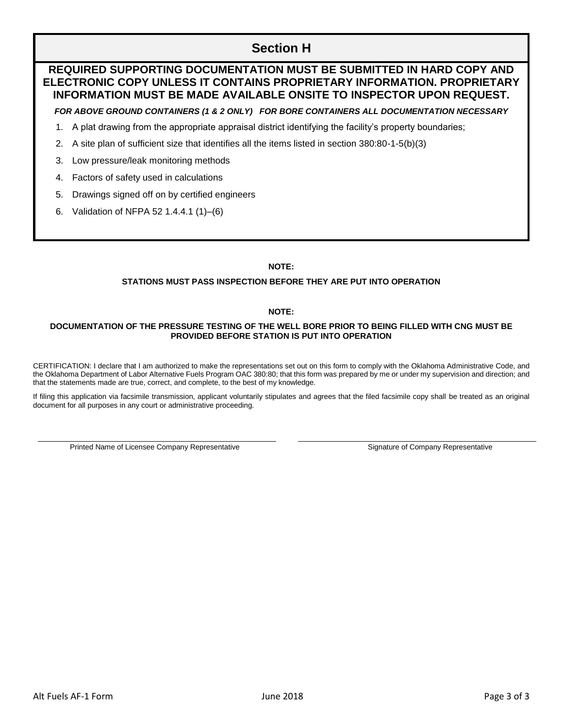## Section H

**REQUIRED SUPPORTING DOCUMENTATION MUST BE SUBMITTED IN HARD COPY AND ELECTRONIC COPY UNLESS IT CONTAINS PROPRIETARY INFORMATION. PROPRIETARY INFORMATION MUST BE MADE AVAILABLE ONSITE TO INSPECTOR UPON REQUEST.**

***FOR ABOVE GROUND CONTAINERS (1 & 2 ONLY) FOR BORE CONTAINERS ALL DOCUMENTATION NECESSARY***

1. A plat drawing from the appropriate appraisal district identifying the facility's property boundaries;
2. A site plan of sufficient size that identifies all the items listed in section 380:80-1-5(b)(3)
3. Low pressure/leak monitoring methods
4. Factors of safety used in calculations
5. Drawings signed off on by certified engineers
6. Validation of NFPA 52 1.4.4.1 (1)–(6)

**NOTE:**

**STATIONS MUST PASS INSPECTION BEFORE THEY ARE PUT INTO OPERATION**

**NOTE:**

**DOCUMENTATION OF THE PRESSURE TESTING OF THE WELL BORE PRIOR TO BEING FILLED WITH CNG MUST BE PROVIDED BEFORE STATION IS PUT INTO OPERATION**

CERTIFICATION: I declare that I am authorized to make the representations set out on this form to comply with the Oklahoma Administrative Code, and the Oklahoma Department of Labor Alternative Fuels Program OAC 380:80; that this form was prepared by me or under my supervision and direction; and that the statements made are true, correct, and complete, to the best of my knowledge.

If filing this application via facsimile transmission, applicant voluntarily stipulates and agrees that the filed facsimile copy shall be treated as an original document for all purposes in any court or administrative proceeding.

\_\_\_\_\_\_\_\_\_\_\_\_\_\_\_\_\_\_\_\_\_\_\_\_\_\_\_\_\_\_\_\_\_\_\_\_\_\_\_\_

Printed Name of Licensee Company Representative

\_\_\_\_\_\_\_\_\_\_\_\_\_\_\_\_\_\_\_\_\_\_\_\_\_\_\_\_\_\_\_\_\_\_\_\_\_\_\_\_

Signature of Company Representative